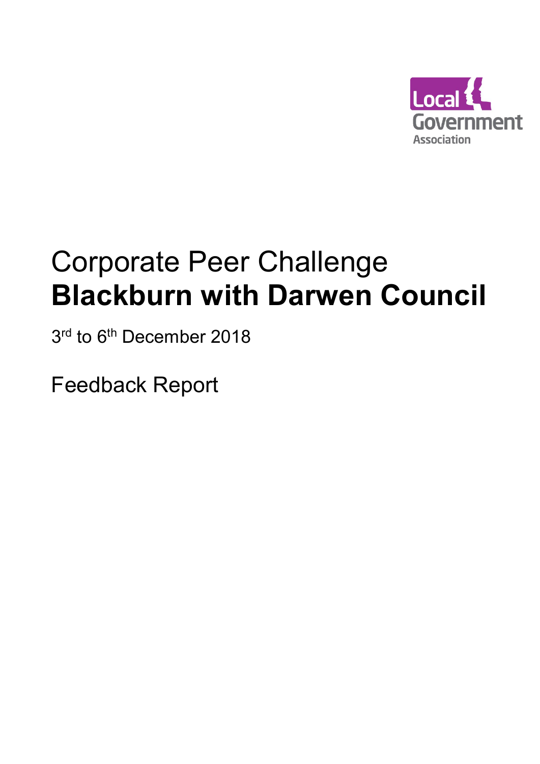Local Government Association

# Corporate Peer Challenge
# **Blackburn with Darwen Council**

3rd to 6th December 2018

Feedback Report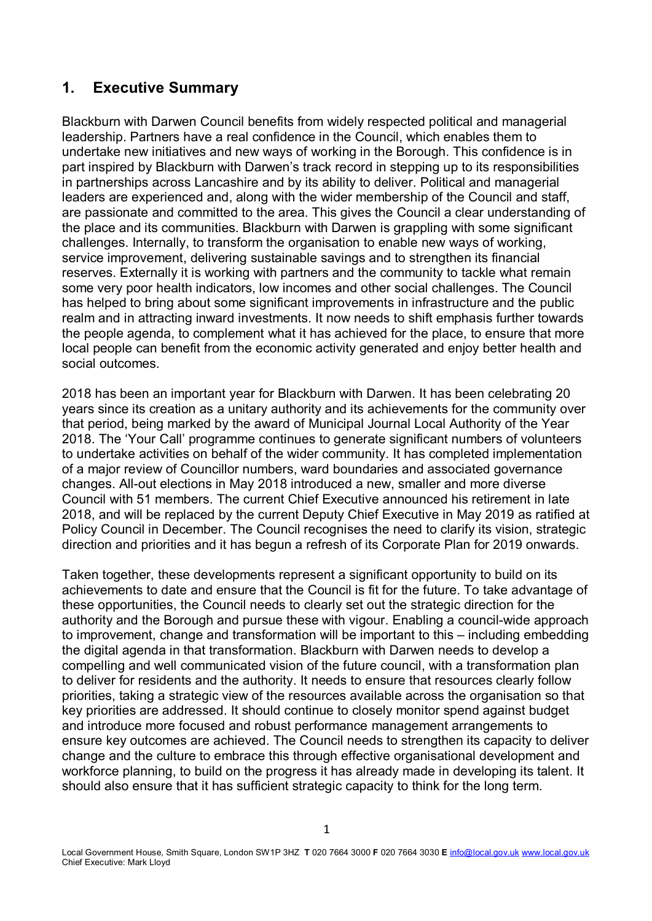## 1. Executive Summary

Blackburn with Darwen Council benefits from widely respected political and managerial leadership. Partners have a real confidence in the Council, which enables them to undertake new initiatives and new ways of working in the Borough. This confidence is in part inspired by Blackburn with Darwen's track record in stepping up to its responsibilities in partnerships across Lancashire and by its ability to deliver. Political and managerial leaders are experienced and, along with the wider membership of the Council and staff, are passionate and committed to the area. This gives the Council a clear understanding of the place and its communities. Blackburn with Darwen is grappling with some significant challenges. Internally, to transform the organisation to enable new ways of working, service improvement, delivering sustainable savings and to strengthen its financial reserves. Externally it is working with partners and the community to tackle what remain some very poor health indicators, low incomes and other social challenges. The Council has helped to bring about some significant improvements in infrastructure and the public realm and in attracting inward investments. It now needs to shift emphasis further towards the people agenda, to complement what it has achieved for the place, to ensure that more local people can benefit from the economic activity generated and enjoy better health and social outcomes.

2018 has been an important year for Blackburn with Darwen. It has been celebrating 20 years since its creation as a unitary authority and its achievements for the community over that period, being marked by the award of Municipal Journal Local Authority of the Year 2018. The 'Your Call' programme continues to generate significant numbers of volunteers to undertake activities on behalf of the wider community. It has completed implementation of a major review of Councillor numbers, ward boundaries and associated governance changes. All-out elections in May 2018 introduced a new, smaller and more diverse Council with 51 members. The current Chief Executive announced his retirement in late 2018, and will be replaced by the current Deputy Chief Executive in May 2019 as ratified at Policy Council in December. The Council recognises the need to clarify its vision, strategic direction and priorities and it has begun a refresh of its Corporate Plan for 2019 onwards.

Taken together, these developments represent a significant opportunity to build on its achievements to date and ensure that the Council is fit for the future. To take advantage of these opportunities, the Council needs to clearly set out the strategic direction for the authority and the Borough and pursue these with vigour. Enabling a council-wide approach to improvement, change and transformation will be important to this – including embedding the digital agenda in that transformation. Blackburn with Darwen needs to develop a compelling and well communicated vision of the future council, with a transformation plan to deliver for residents and the authority. It needs to ensure that resources clearly follow priorities, taking a strategic view of the resources available across the organisation so that key priorities are addressed. It should continue to closely monitor spend against budget and introduce more focused and robust performance management arrangements to ensure key outcomes are achieved. The Council needs to strengthen its capacity to deliver change and the culture to embrace this through effective organisational development and workforce planning, to build on the progress it has already made in developing its talent. It should also ensure that it has sufficient strategic capacity to think for the long term.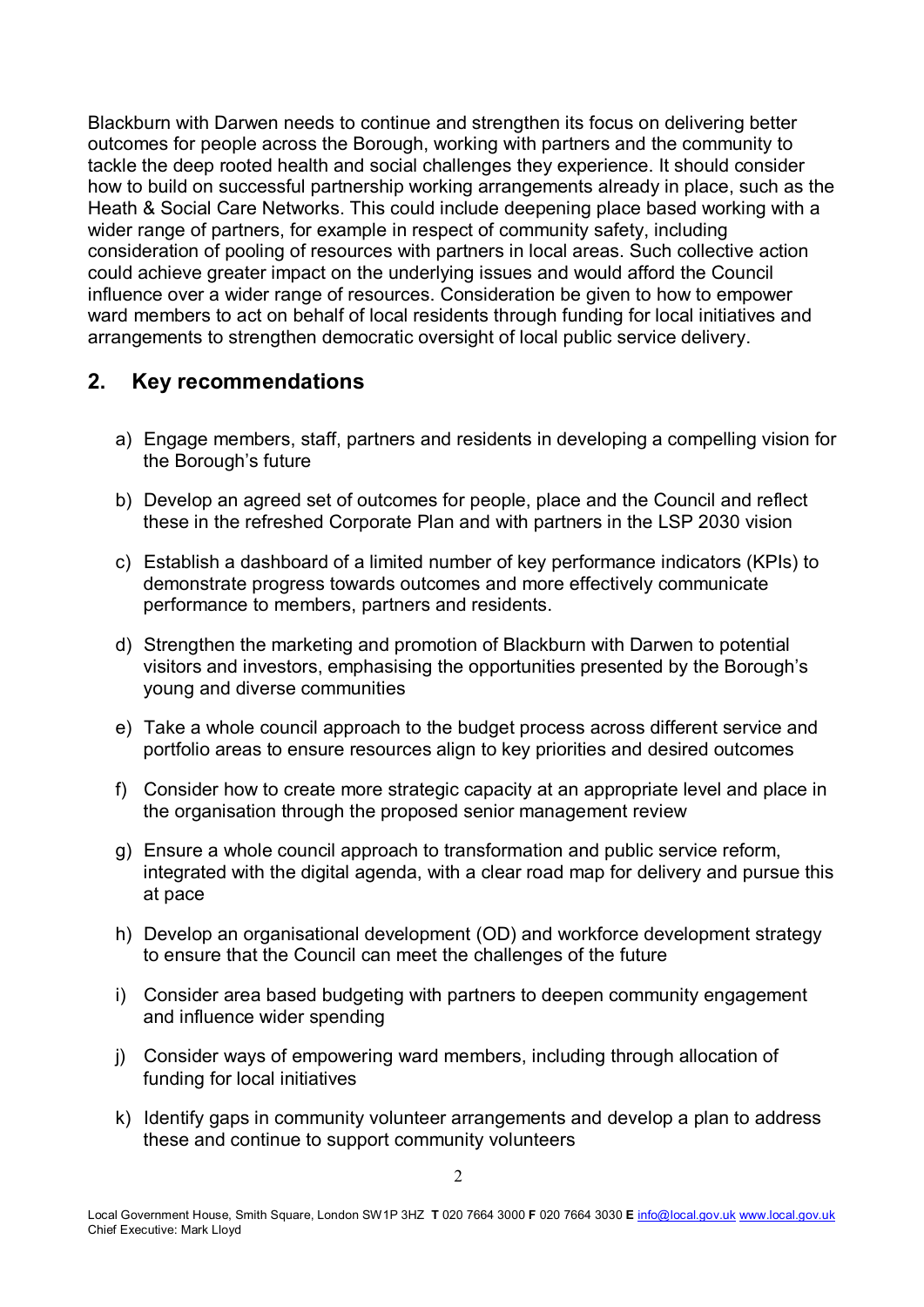Blackburn with Darwen needs to continue and strengthen its focus on delivering better outcomes for people across the Borough, working with partners and the community to tackle the deep rooted health and social challenges they experience. It should consider how to build on successful partnership working arrangements already in place, such as the Heath & Social Care Networks. This could include deepening place based working with a wider range of partners, for example in respect of community safety, including consideration of pooling of resources with partners in local areas. Such collective action could achieve greater impact on the underlying issues and would afford the Council influence over a wider range of resources. Consideration be given to how to empower ward members to act on behalf of local residents through funding for local initiatives and arrangements to strengthen democratic oversight of local public service delivery.

## 2. Key recommendations

a) Engage members, staff, partners and residents in developing a compelling vision for the Borough's future

b) Develop an agreed set of outcomes for people, place and the Council and reflect these in the refreshed Corporate Plan and with partners in the LSP 2030 vision

c) Establish a dashboard of a limited number of key performance indicators (KPIs) to demonstrate progress towards outcomes and more effectively communicate performance to members, partners and residents.

d) Strengthen the marketing and promotion of Blackburn with Darwen to potential visitors and investors, emphasising the opportunities presented by the Borough's young and diverse communities

e) Take a whole council approach to the budget process across different service and portfolio areas to ensure resources align to key priorities and desired outcomes

f) Consider how to create more strategic capacity at an appropriate level and place in the organisation through the proposed senior management review

g) Ensure a whole council approach to transformation and public service reform, integrated with the digital agenda, with a clear road map for delivery and pursue this at pace

h) Develop an organisational development (OD) and workforce development strategy to ensure that the Council can meet the challenges of the future

i) Consider area based budgeting with partners to deepen community engagement and influence wider spending

j) Consider ways of empowering ward members, including through allocation of funding for local initiatives

k) Identify gaps in community volunteer arrangements and develop a plan to address these and continue to support community volunteers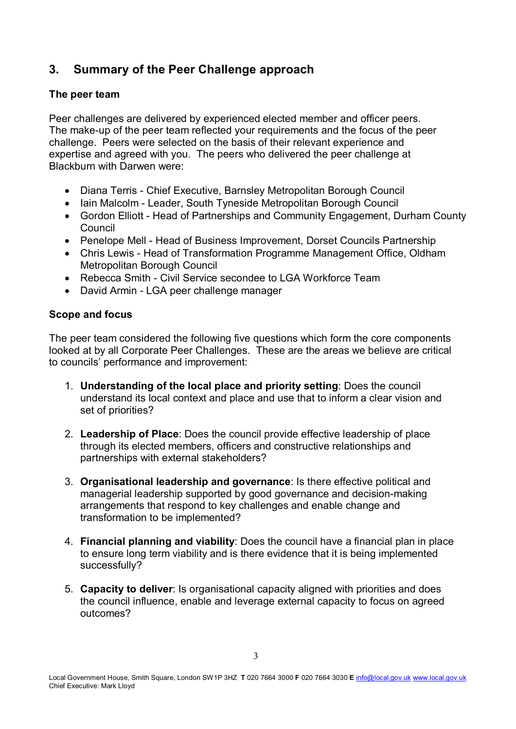## 3. Summary of the Peer Challenge approach

### The peer team

Peer challenges are delivered by experienced elected member and officer peers. The make-up of the peer team reflected your requirements and the focus of the peer challenge. Peers were selected on the basis of their relevant experience and expertise and agreed with you. The peers who delivered the peer challenge at Blackburn with Darwen were:

- Diana Terris - Chief Executive, Barnsley Metropolitan Borough Council
- Iain Malcolm - Leader, South Tyneside Metropolitan Borough Council
- Gordon Elliott - Head of Partnerships and Community Engagement, Durham County Council
- Penelope Mell - Head of Business Improvement, Dorset Councils Partnership
- Chris Lewis - Head of Transformation Programme Management Office, Oldham Metropolitan Borough Council
- Rebecca Smith - Civil Service secondee to LGA Workforce Team
- David Armin - LGA peer challenge manager

### Scope and focus

The peer team considered the following five questions which form the core components looked at by all Corporate Peer Challenges. These are the areas we believe are critical to councils' performance and improvement:

1. **Understanding of the local place and priority setting**: Does the council understand its local context and place and use that to inform a clear vision and set of priorities?

2. **Leadership of Place**: Does the council provide effective leadership of place through its elected members, officers and constructive relationships and partnerships with external stakeholders?

3. **Organisational leadership and governance**: Is there effective political and managerial leadership supported by good governance and decision-making arrangements that respond to key challenges and enable change and transformation to be implemented?

4. **Financial planning and viability**: Does the council have a financial plan in place to ensure long term viability and is there evidence that it is being implemented successfully?

5. **Capacity to deliver**: Is organisational capacity aligned with priorities and does the council influence, enable and leverage external capacity to focus on agreed outcomes?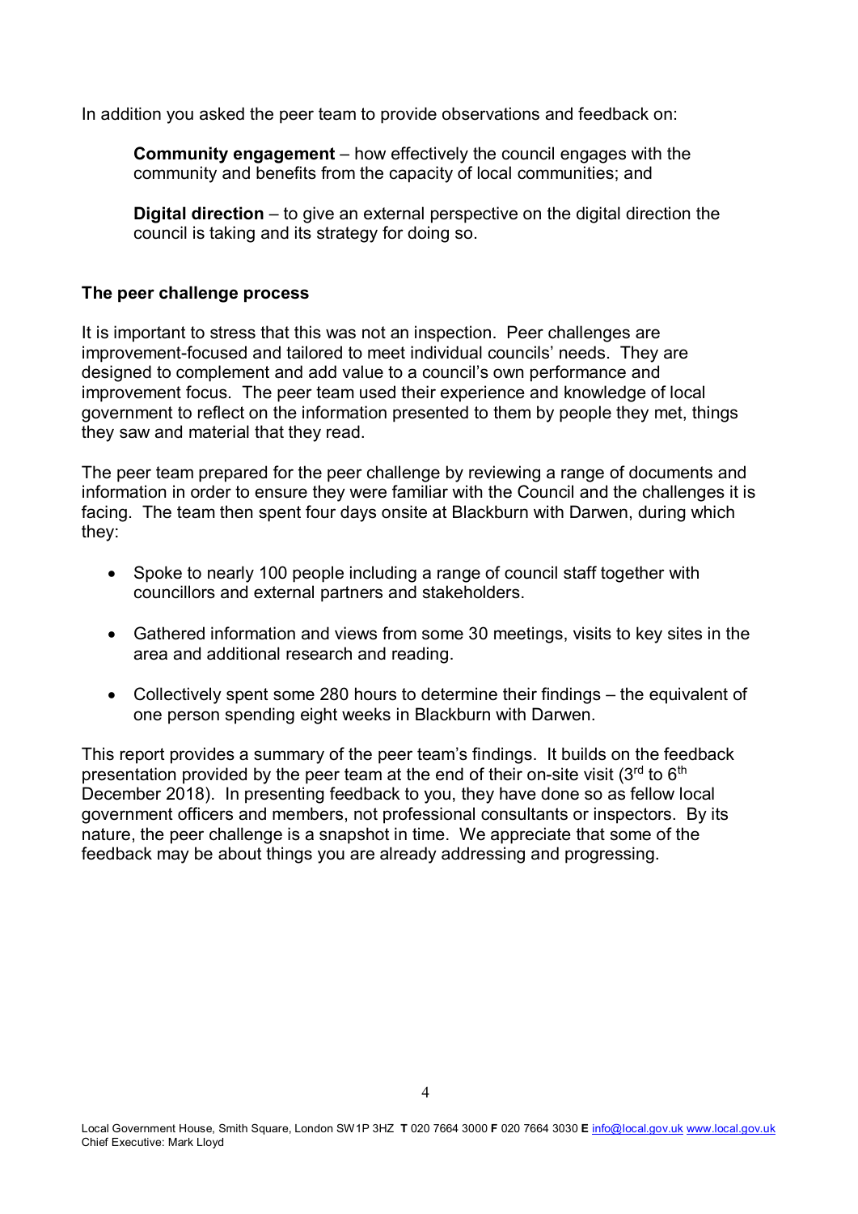In addition you asked the peer team to provide observations and feedback on:

**Community engagement** – how effectively the council engages with the community and benefits from the capacity of local communities; and

**Digital direction** – to give an external perspective on the digital direction the council is taking and its strategy for doing so.

**The peer challenge process**

It is important to stress that this was not an inspection. Peer challenges are improvement-focused and tailored to meet individual councils' needs. They are designed to complement and add value to a council's own performance and improvement focus. The peer team used their experience and knowledge of local government to reflect on the information presented to them by people they met, things they saw and material that they read.

The peer team prepared for the peer challenge by reviewing a range of documents and information in order to ensure they were familiar with the Council and the challenges it is facing. The team then spent four days onsite at Blackburn with Darwen, during which they:

- Spoke to nearly 100 people including a range of council staff together with councillors and external partners and stakeholders.
- Gathered information and views from some 30 meetings, visits to key sites in the area and additional research and reading.
- Collectively spent some 280 hours to determine their findings – the equivalent of one person spending eight weeks in Blackburn with Darwen.

This report provides a summary of the peer team's findings. It builds on the feedback presentation provided by the peer team at the end of their on-site visit (3rd to 6th December 2018). In presenting feedback to you, they have done so as fellow local government officers and members, not professional consultants or inspectors. By its nature, the peer challenge is a snapshot in time. We appreciate that some of the feedback may be about things you are already addressing and progressing.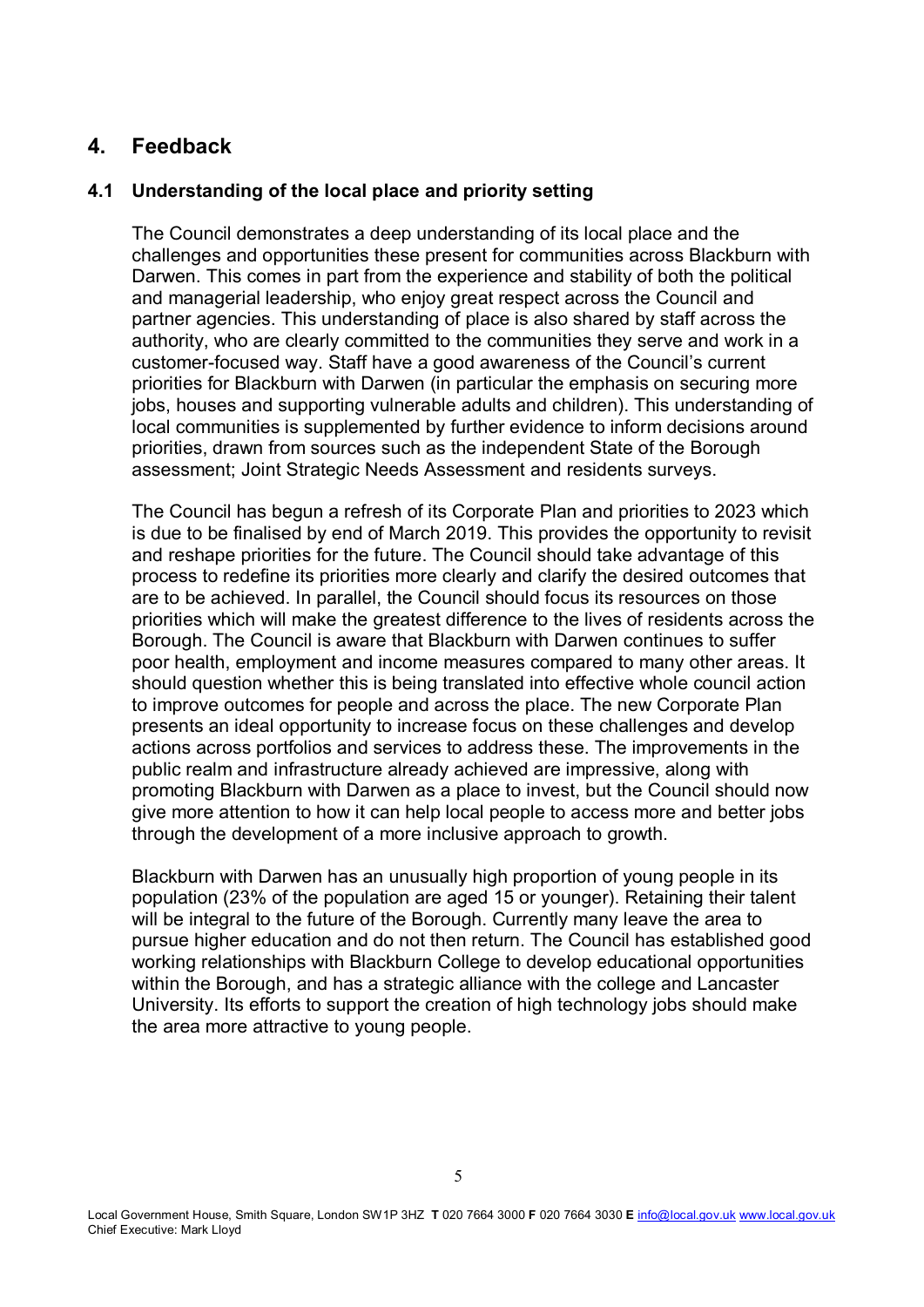## 4. Feedback

### 4.1 Understanding of the local place and priority setting

The Council demonstrates a deep understanding of its local place and the challenges and opportunities these present for communities across Blackburn with Darwen. This comes in part from the experience and stability of both the political and managerial leadership, who enjoy great respect across the Council and partner agencies. This understanding of place is also shared by staff across the authority, who are clearly committed to the communities they serve and work in a customer-focused way. Staff have a good awareness of the Council's current priorities for Blackburn with Darwen (in particular the emphasis on securing more jobs, houses and supporting vulnerable adults and children). This understanding of local communities is supplemented by further evidence to inform decisions around priorities, drawn from sources such as the independent State of the Borough assessment; Joint Strategic Needs Assessment and residents surveys.

The Council has begun a refresh of its Corporate Plan and priorities to 2023 which is due to be finalised by end of March 2019. This provides the opportunity to revisit and reshape priorities for the future. The Council should take advantage of this process to redefine its priorities more clearly and clarify the desired outcomes that are to be achieved. In parallel, the Council should focus its resources on those priorities which will make the greatest difference to the lives of residents across the Borough. The Council is aware that Blackburn with Darwen continues to suffer poor health, employment and income measures compared to many other areas. It should question whether this is being translated into effective whole council action to improve outcomes for people and across the place. The new Corporate Plan presents an ideal opportunity to increase focus on these challenges and develop actions across portfolios and services to address these. The improvements in the public realm and infrastructure already achieved are impressive, along with promoting Blackburn with Darwen as a place to invest, but the Council should now give more attention to how it can help local people to access more and better jobs through the development of a more inclusive approach to growth.

Blackburn with Darwen has an unusually high proportion of young people in its population (23% of the population are aged 15 or younger). Retaining their talent will be integral to the future of the Borough. Currently many leave the area to pursue higher education and do not then return. The Council has established good working relationships with Blackburn College to develop educational opportunities within the Borough, and has a strategic alliance with the college and Lancaster University. Its efforts to support the creation of high technology jobs should make the area more attractive to young people.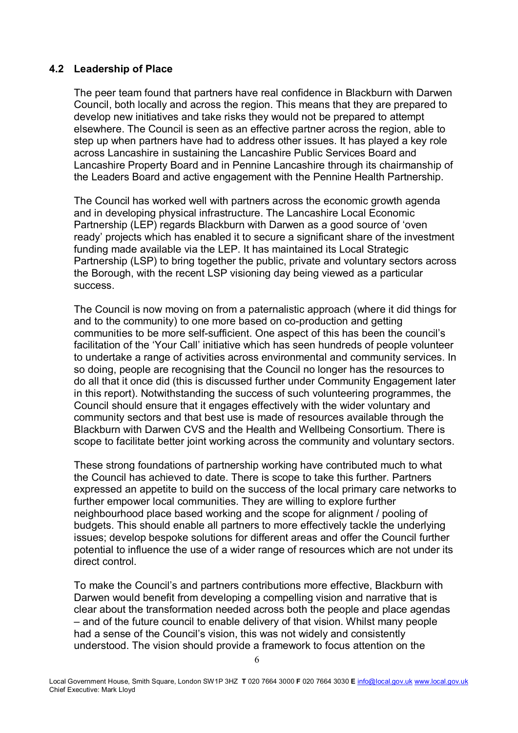### 4.2 Leadership of Place

The peer team found that partners have real confidence in Blackburn with Darwen Council, both locally and across the region. This means that they are prepared to develop new initiatives and take risks they would not be prepared to attempt elsewhere. The Council is seen as an effective partner across the region, able to step up when partners have had to address other issues. It has played a key role across Lancashire in sustaining the Lancashire Public Services Board and Lancashire Property Board and in Pennine Lancashire through its chairmanship of the Leaders Board and active engagement with the Pennine Health Partnership.

The Council has worked well with partners across the economic growth agenda and in developing physical infrastructure. The Lancashire Local Economic Partnership (LEP) regards Blackburn with Darwen as a good source of 'oven ready' projects which has enabled it to secure a significant share of the investment funding made available via the LEP. It has maintained its Local Strategic Partnership (LSP) to bring together the public, private and voluntary sectors across the Borough, with the recent LSP visioning day being viewed as a particular success.

The Council is now moving on from a paternalistic approach (where it did things for and to the community) to one more based on co-production and getting communities to be more self-sufficient. One aspect of this has been the council's facilitation of the 'Your Call' initiative which has seen hundreds of people volunteer to undertake a range of activities across environmental and community services. In so doing, people are recognising that the Council no longer has the resources to do all that it once did (this is discussed further under Community Engagement later in this report). Notwithstanding the success of such volunteering programmes, the Council should ensure that it engages effectively with the wider voluntary and community sectors and that best use is made of resources available through the Blackburn with Darwen CVS and the Health and Wellbeing Consortium. There is scope to facilitate better joint working across the community and voluntary sectors.

These strong foundations of partnership working have contributed much to what the Council has achieved to date. There is scope to take this further. Partners expressed an appetite to build on the success of the local primary care networks to further empower local communities. They are willing to explore further neighbourhood place based working and the scope for alignment / pooling of budgets. This should enable all partners to more effectively tackle the underlying issues; develop bespoke solutions for different areas and offer the Council further potential to influence the use of a wider range of resources which are not under its direct control.

To make the Council's and partners contributions more effective, Blackburn with Darwen would benefit from developing a compelling vision and narrative that is clear about the transformation needed across both the people and place agendas – and of the future council to enable delivery of that vision. Whilst many people had a sense of the Council's vision, this was not widely and consistently understood. The vision should provide a framework to focus attention on the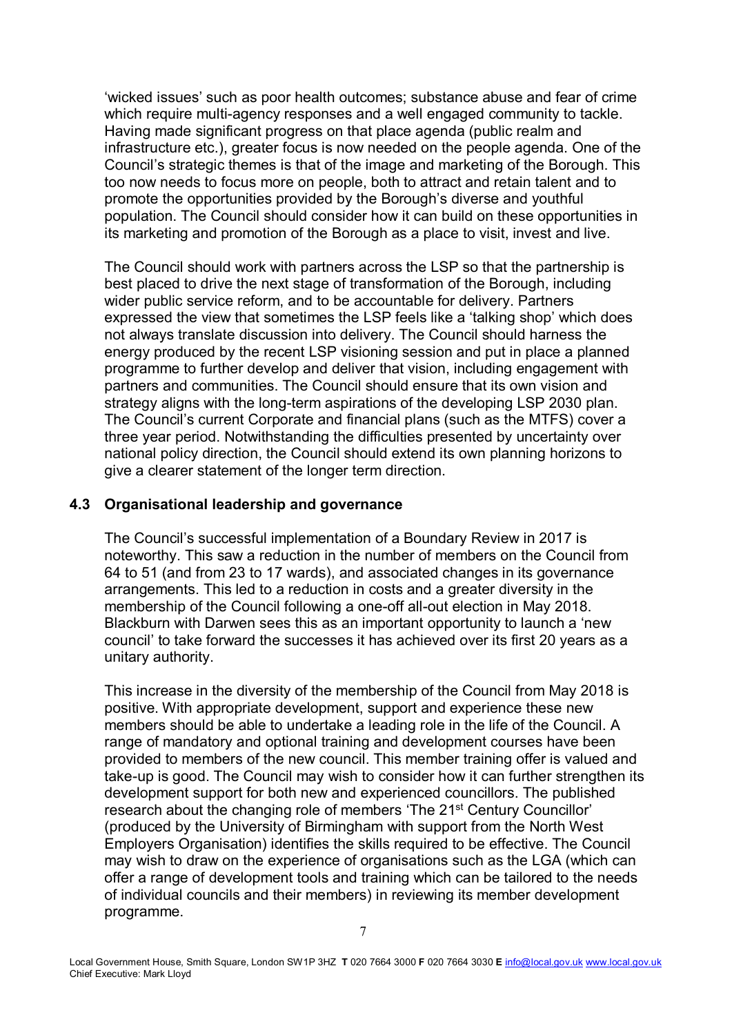'wicked issues' such as poor health outcomes; substance abuse and fear of crime which require multi-agency responses and a well engaged community to tackle. Having made significant progress on that place agenda (public realm and infrastructure etc.), greater focus is now needed on the people agenda. One of the Council's strategic themes is that of the image and marketing of the Borough. This too now needs to focus more on people, both to attract and retain talent and to promote the opportunities provided by the Borough's diverse and youthful population. The Council should consider how it can build on these opportunities in its marketing and promotion of the Borough as a place to visit, invest and live.

The Council should work with partners across the LSP so that the partnership is best placed to drive the next stage of transformation of the Borough, including wider public service reform, and to be accountable for delivery. Partners expressed the view that sometimes the LSP feels like a 'talking shop' which does not always translate discussion into delivery. The Council should harness the energy produced by the recent LSP visioning session and put in place a planned programme to further develop and deliver that vision, including engagement with partners and communities. The Council should ensure that its own vision and strategy aligns with the long-term aspirations of the developing LSP 2030 plan. The Council's current Corporate and financial plans (such as the MTFS) cover a three year period. Notwithstanding the difficulties presented by uncertainty over national policy direction, the Council should extend its own planning horizons to give a clearer statement of the longer term direction.

### 4.3 Organisational leadership and governance

The Council's successful implementation of a Boundary Review in 2017 is noteworthy. This saw a reduction in the number of members on the Council from 64 to 51 (and from 23 to 17 wards), and associated changes in its governance arrangements. This led to a reduction in costs and a greater diversity in the membership of the Council following a one-off all-out election in May 2018. Blackburn with Darwen sees this as an important opportunity to launch a 'new council' to take forward the successes it has achieved over its first 20 years as a unitary authority.

This increase in the diversity of the membership of the Council from May 2018 is positive. With appropriate development, support and experience these new members should be able to undertake a leading role in the life of the Council. A range of mandatory and optional training and development courses have been provided to members of the new council. This member training offer is valued and take-up is good. The Council may wish to consider how it can further strengthen its development support for both new and experienced councillors. The published research about the changing role of members 'The 21st Century Councillor' (produced by the University of Birmingham with support from the North West Employers Organisation) identifies the skills required to be effective. The Council may wish to draw on the experience of organisations such as the LGA (which can offer a range of development tools and training which can be tailored to the needs of individual councils and their members) in reviewing its member development programme.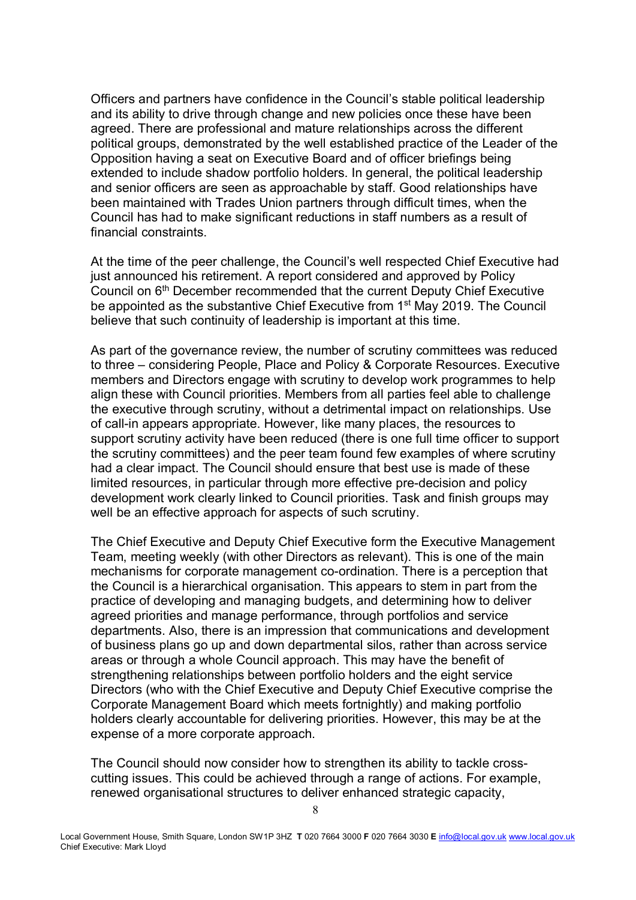Officers and partners have confidence in the Council's stable political leadership and its ability to drive through change and new policies once these have been agreed. There are professional and mature relationships across the different political groups, demonstrated by the well established practice of the Leader of the Opposition having a seat on Executive Board and of officer briefings being extended to include shadow portfolio holders. In general, the political leadership and senior officers are seen as approachable by staff. Good relationships have been maintained with Trades Union partners through difficult times, when the Council has had to make significant reductions in staff numbers as a result of financial constraints.

At the time of the peer challenge, the Council's well respected Chief Executive had just announced his retirement. A report considered and approved by Policy Council on 6th December recommended that the current Deputy Chief Executive be appointed as the substantive Chief Executive from 1st May 2019. The Council believe that such continuity of leadership is important at this time.

As part of the governance review, the number of scrutiny committees was reduced to three – considering People, Place and Policy & Corporate Resources. Executive members and Directors engage with scrutiny to develop work programmes to help align these with Council priorities. Members from all parties feel able to challenge the executive through scrutiny, without a detrimental impact on relationships. Use of call-in appears appropriate. However, like many places, the resources to support scrutiny activity have been reduced (there is one full time officer to support the scrutiny committees) and the peer team found few examples of where scrutiny had a clear impact. The Council should ensure that best use is made of these limited resources, in particular through more effective pre-decision and policy development work clearly linked to Council priorities. Task and finish groups may well be an effective approach for aspects of such scrutiny.

The Chief Executive and Deputy Chief Executive form the Executive Management Team, meeting weekly (with other Directors as relevant). This is one of the main mechanisms for corporate management co-ordination. There is a perception that the Council is a hierarchical organisation. This appears to stem in part from the practice of developing and managing budgets, and determining how to deliver agreed priorities and manage performance, through portfolios and service departments. Also, there is an impression that communications and development of business plans go up and down departmental silos, rather than across service areas or through a whole Council approach. This may have the benefit of strengthening relationships between portfolio holders and the eight service Directors (who with the Chief Executive and Deputy Chief Executive comprise the Corporate Management Board which meets fortnightly) and making portfolio holders clearly accountable for delivering priorities. However, this may be at the expense of a more corporate approach.

The Council should now consider how to strengthen its ability to tackle cross-cutting issues. This could be achieved through a range of actions. For example, renewed organisational structures to deliver enhanced strategic capacity,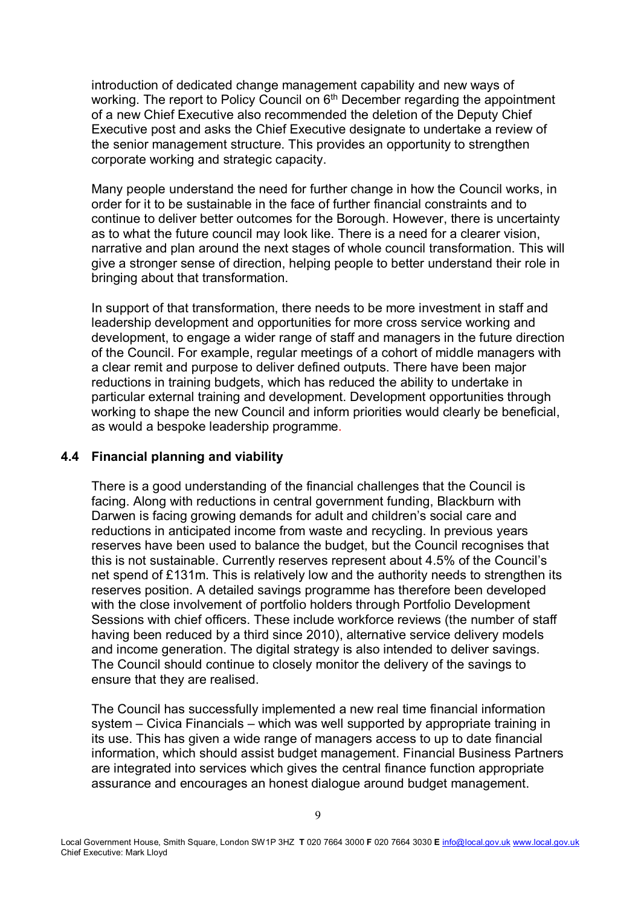introduction of dedicated change management capability and new ways of working. The report to Policy Council on 6th December regarding the appointment of a new Chief Executive also recommended the deletion of the Deputy Chief Executive post and asks the Chief Executive designate to undertake a review of the senior management structure. This provides an opportunity to strengthen corporate working and strategic capacity.

Many people understand the need for further change in how the Council works, in order for it to be sustainable in the face of further financial constraints and to continue to deliver better outcomes for the Borough. However, there is uncertainty as to what the future council may look like. There is a need for a clearer vision, narrative and plan around the next stages of whole council transformation. This will give a stronger sense of direction, helping people to better understand their role in bringing about that transformation.

In support of that transformation, there needs to be more investment in staff and leadership development and opportunities for more cross service working and development, to engage a wider range of staff and managers in the future direction of the Council. For example, regular meetings of a cohort of middle managers with a clear remit and purpose to deliver defined outputs. There have been major reductions in training budgets, which has reduced the ability to undertake in particular external training and development. Development opportunities through working to shape the new Council and inform priorities would clearly be beneficial, as would a bespoke leadership programme.

### 4.4 Financial planning and viability

There is a good understanding of the financial challenges that the Council is facing. Along with reductions in central government funding, Blackburn with Darwen is facing growing demands for adult and children's social care and reductions in anticipated income from waste and recycling. In previous years reserves have been used to balance the budget, but the Council recognises that this is not sustainable. Currently reserves represent about 4.5% of the Council's net spend of £131m. This is relatively low and the authority needs to strengthen its reserves position. A detailed savings programme has therefore been developed with the close involvement of portfolio holders through Portfolio Development Sessions with chief officers. These include workforce reviews (the number of staff having been reduced by a third since 2010), alternative service delivery models and income generation. The digital strategy is also intended to deliver savings. The Council should continue to closely monitor the delivery of the savings to ensure that they are realised.

The Council has successfully implemented a new real time financial information system – Civica Financials – which was well supported by appropriate training in its use. This has given a wide range of managers access to up to date financial information, which should assist budget management. Financial Business Partners are integrated into services which gives the central finance function appropriate assurance and encourages an honest dialogue around budget management.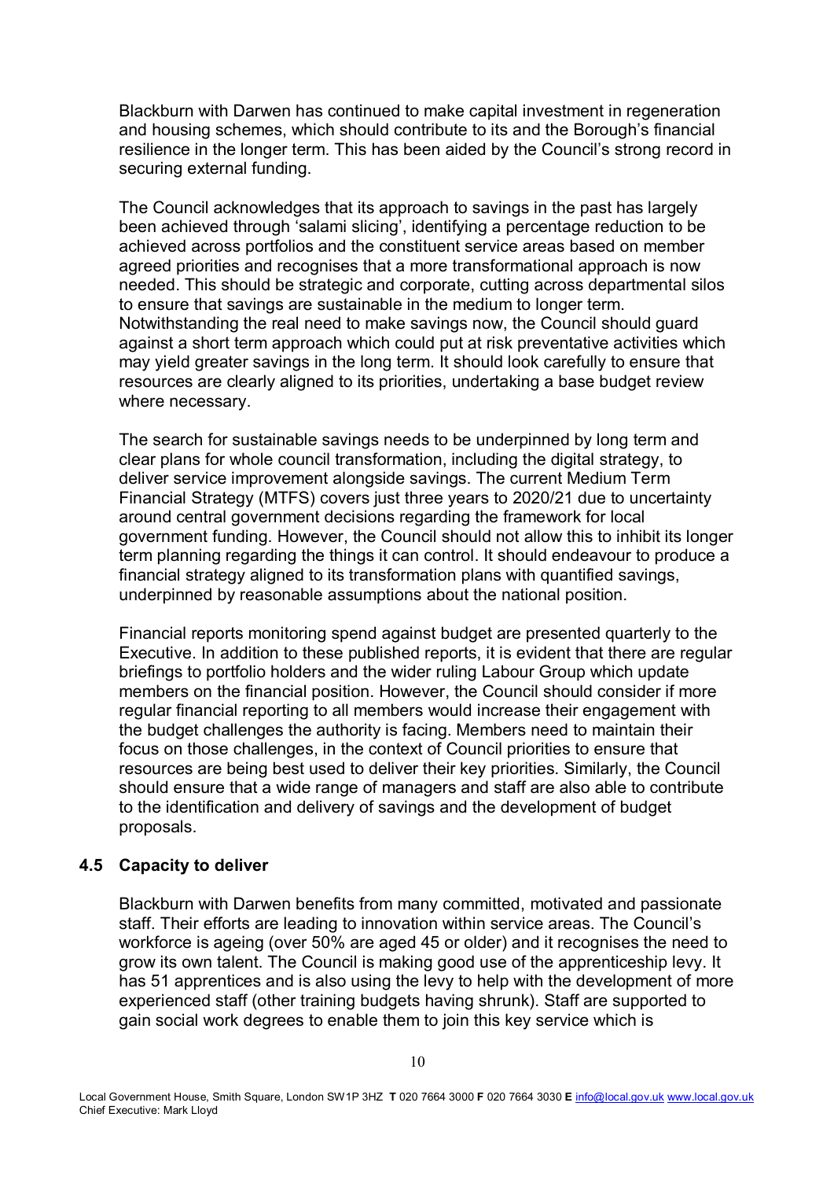Blackburn with Darwen has continued to make capital investment in regeneration and housing schemes, which should contribute to its and the Borough's financial resilience in the longer term. This has been aided by the Council's strong record in securing external funding.

The Council acknowledges that its approach to savings in the past has largely been achieved through 'salami slicing', identifying a percentage reduction to be achieved across portfolios and the constituent service areas based on member agreed priorities and recognises that a more transformational approach is now needed. This should be strategic and corporate, cutting across departmental silos to ensure that savings are sustainable in the medium to longer term. Notwithstanding the real need to make savings now, the Council should guard against a short term approach which could put at risk preventative activities which may yield greater savings in the long term. It should look carefully to ensure that resources are clearly aligned to its priorities, undertaking a base budget review where necessary.

The search for sustainable savings needs to be underpinned by long term and clear plans for whole council transformation, including the digital strategy, to deliver service improvement alongside savings. The current Medium Term Financial Strategy (MTFS) covers just three years to 2020/21 due to uncertainty around central government decisions regarding the framework for local government funding. However, the Council should not allow this to inhibit its longer term planning regarding the things it can control. It should endeavour to produce a financial strategy aligned to its transformation plans with quantified savings, underpinned by reasonable assumptions about the national position.

Financial reports monitoring spend against budget are presented quarterly to the Executive. In addition to these published reports, it is evident that there are regular briefings to portfolio holders and the wider ruling Labour Group which update members on the financial position. However, the Council should consider if more regular financial reporting to all members would increase their engagement with the budget challenges the authority is facing. Members need to maintain their focus on those challenges, in the context of Council priorities to ensure that resources are being best used to deliver their key priorities. Similarly, the Council should ensure that a wide range of managers and staff are also able to contribute to the identification and delivery of savings and the development of budget proposals.

### 4.5 Capacity to deliver

Blackburn with Darwen benefits from many committed, motivated and passionate staff. Their efforts are leading to innovation within service areas. The Council's workforce is ageing (over 50% are aged 45 or older) and it recognises the need to grow its own talent. The Council is making good use of the apprenticeship levy. It has 51 apprentices and is also using the levy to help with the development of more experienced staff (other training budgets having shrunk). Staff are supported to gain social work degrees to enable them to join this key service which is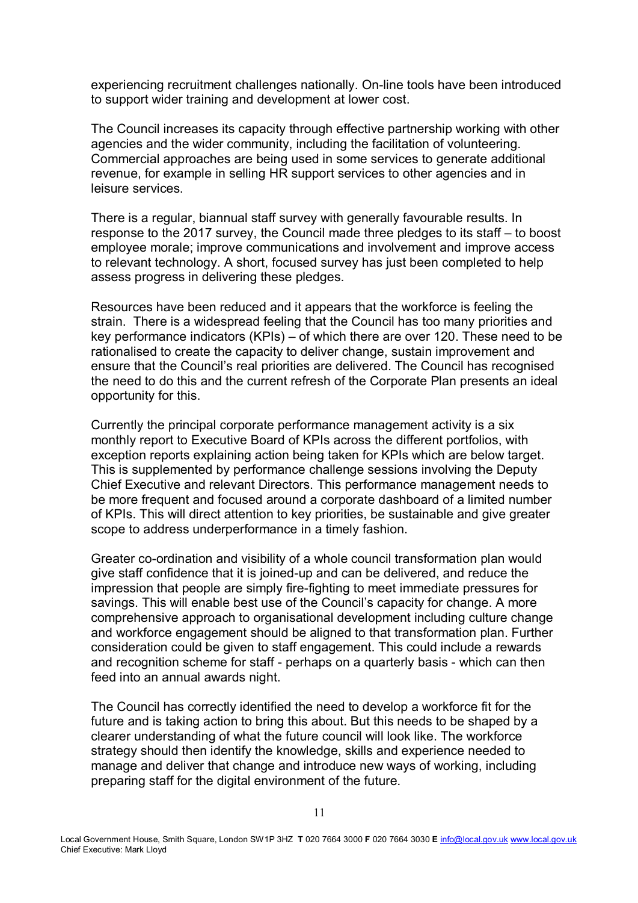experiencing recruitment challenges nationally. On-line tools have been introduced to support wider training and development at lower cost.

The Council increases its capacity through effective partnership working with other agencies and the wider community, including the facilitation of volunteering. Commercial approaches are being used in some services to generate additional revenue, for example in selling HR support services to other agencies and in leisure services.

There is a regular, biannual staff survey with generally favourable results. In response to the 2017 survey, the Council made three pledges to its staff – to boost employee morale; improve communications and involvement and improve access to relevant technology. A short, focused survey has just been completed to help assess progress in delivering these pledges.

Resources have been reduced and it appears that the workforce is feeling the strain. There is a widespread feeling that the Council has too many priorities and key performance indicators (KPIs) – of which there are over 120. These need to be rationalised to create the capacity to deliver change, sustain improvement and ensure that the Council's real priorities are delivered. The Council has recognised the need to do this and the current refresh of the Corporate Plan presents an ideal opportunity for this.

Currently the principal corporate performance management activity is a six monthly report to Executive Board of KPIs across the different portfolios, with exception reports explaining action being taken for KPIs which are below target. This is supplemented by performance challenge sessions involving the Deputy Chief Executive and relevant Directors. This performance management needs to be more frequent and focused around a corporate dashboard of a limited number of KPIs. This will direct attention to key priorities, be sustainable and give greater scope to address underperformance in a timely fashion.

Greater co-ordination and visibility of a whole council transformation plan would give staff confidence that it is joined-up and can be delivered, and reduce the impression that people are simply fire-fighting to meet immediate pressures for savings. This will enable best use of the Council's capacity for change. A more comprehensive approach to organisational development including culture change and workforce engagement should be aligned to that transformation plan. Further consideration could be given to staff engagement. This could include a rewards and recognition scheme for staff - perhaps on a quarterly basis - which can then feed into an annual awards night.

The Council has correctly identified the need to develop a workforce fit for the future and is taking action to bring this about. But this needs to be shaped by a clearer understanding of what the future council will look like. The workforce strategy should then identify the knowledge, skills and experience needed to manage and deliver that change and introduce new ways of working, including preparing staff for the digital environment of the future.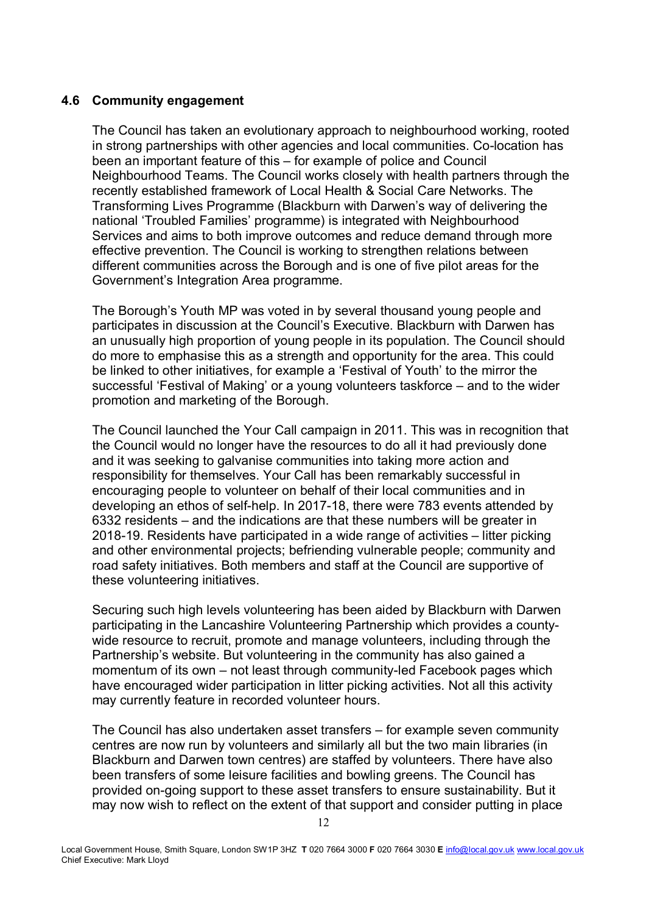### 4.6 Community engagement

The Council has taken an evolutionary approach to neighbourhood working, rooted in strong partnerships with other agencies and local communities. Co-location has been an important feature of this – for example of police and Council Neighbourhood Teams. The Council works closely with health partners through the recently established framework of Local Health & Social Care Networks. The Transforming Lives Programme (Blackburn with Darwen's way of delivering the national 'Troubled Families' programme) is integrated with Neighbourhood Services and aims to both improve outcomes and reduce demand through more effective prevention. The Council is working to strengthen relations between different communities across the Borough and is one of five pilot areas for the Government's Integration Area programme.

The Borough's Youth MP was voted in by several thousand young people and participates in discussion at the Council's Executive. Blackburn with Darwen has an unusually high proportion of young people in its population. The Council should do more to emphasise this as a strength and opportunity for the area. This could be linked to other initiatives, for example a 'Festival of Youth' to the mirror the successful 'Festival of Making' or a young volunteers taskforce – and to the wider promotion and marketing of the Borough.

The Council launched the Your Call campaign in 2011. This was in recognition that the Council would no longer have the resources to do all it had previously done and it was seeking to galvanise communities into taking more action and responsibility for themselves. Your Call has been remarkably successful in encouraging people to volunteer on behalf of their local communities and in developing an ethos of self-help. In 2017-18, there were 783 events attended by 6332 residents – and the indications are that these numbers will be greater in 2018-19. Residents have participated in a wide range of activities – litter picking and other environmental projects; befriending vulnerable people; community and road safety initiatives. Both members and staff at the Council are supportive of these volunteering initiatives.

Securing such high levels volunteering has been aided by Blackburn with Darwen participating in the Lancashire Volunteering Partnership which provides a county-wide resource to recruit, promote and manage volunteers, including through the Partnership's website. But volunteering in the community has also gained a momentum of its own – not least through community-led Facebook pages which have encouraged wider participation in litter picking activities. Not all this activity may currently feature in recorded volunteer hours.

The Council has also undertaken asset transfers – for example seven community centres are now run by volunteers and similarly all but the two main libraries (in Blackburn and Darwen town centres) are staffed by volunteers. There have also been transfers of some leisure facilities and bowling greens. The Council has provided on-going support to these asset transfers to ensure sustainability. But it may now wish to reflect on the extent of that support and consider putting in place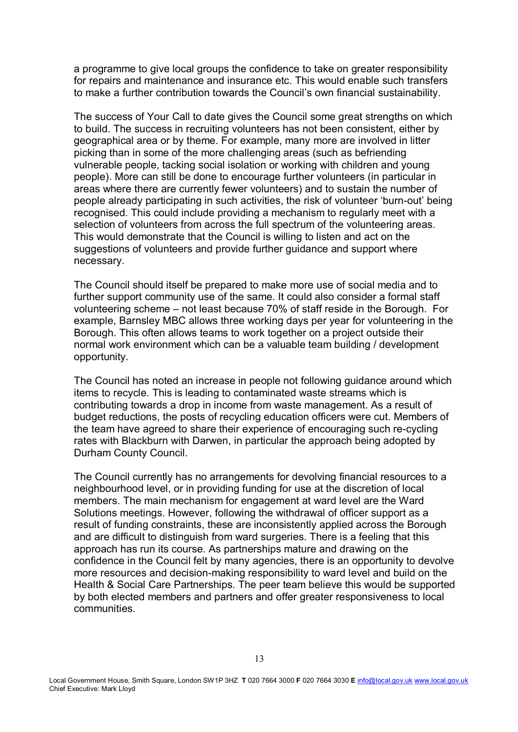a programme to give local groups the confidence to take on greater responsibility for repairs and maintenance and insurance etc. This would enable such transfers to make a further contribution towards the Council's own financial sustainability.

The success of Your Call to date gives the Council some great strengths on which to build. The success in recruiting volunteers has not been consistent, either by geographical area or by theme. For example, many more are involved in litter picking than in some of the more challenging areas (such as befriending vulnerable people, tacking social isolation or working with children and young people). More can still be done to encourage further volunteers (in particular in areas where there are currently fewer volunteers) and to sustain the number of people already participating in such activities, the risk of volunteer 'burn-out' being recognised. This could include providing a mechanism to regularly meet with a selection of volunteers from across the full spectrum of the volunteering areas. This would demonstrate that the Council is willing to listen and act on the suggestions of volunteers and provide further guidance and support where necessary.

The Council should itself be prepared to make more use of social media and to further support community use of the same. It could also consider a formal staff volunteering scheme – not least because 70% of staff reside in the Borough. For example, Barnsley MBC allows three working days per year for volunteering in the Borough. This often allows teams to work together on a project outside their normal work environment which can be a valuable team building / development opportunity.

The Council has noted an increase in people not following guidance around which items to recycle. This is leading to contaminated waste streams which is contributing towards a drop in income from waste management. As a result of budget reductions, the posts of recycling education officers were cut. Members of the team have agreed to share their experience of encouraging such re-cycling rates with Blackburn with Darwen, in particular the approach being adopted by Durham County Council.

The Council currently has no arrangements for devolving financial resources to a neighbourhood level, or in providing funding for use at the discretion of local members. The main mechanism for engagement at ward level are the Ward Solutions meetings. However, following the withdrawal of officer support as a result of funding constraints, these are inconsistently applied across the Borough and are difficult to distinguish from ward surgeries. There is a feeling that this approach has run its course. As partnerships mature and drawing on the confidence in the Council felt by many agencies, there is an opportunity to devolve more resources and decision-making responsibility to ward level and build on the Health & Social Care Partnerships. The peer team believe this would be supported by both elected members and partners and offer greater responsiveness to local communities.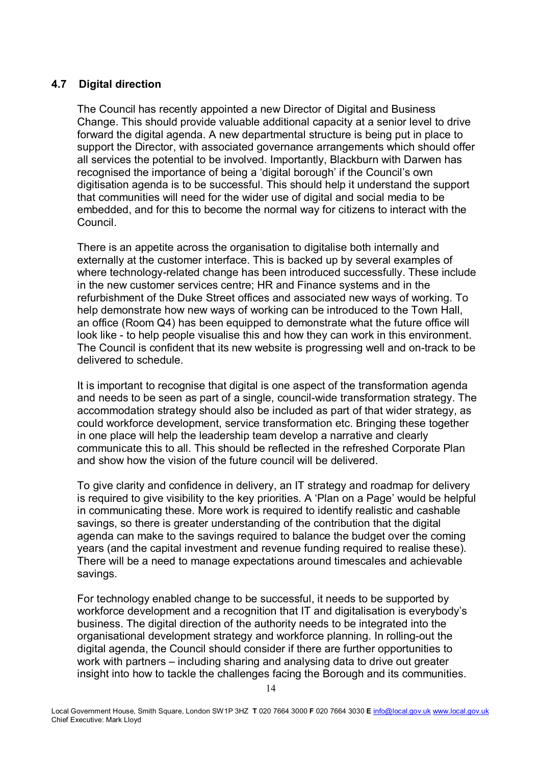### 4.7 Digital direction

The Council has recently appointed a new Director of Digital and Business Change. This should provide valuable additional capacity at a senior level to drive forward the digital agenda. A new departmental structure is being put in place to support the Director, with associated governance arrangements which should offer all services the potential to be involved. Importantly, Blackburn with Darwen has recognised the importance of being a 'digital borough' if the Council's own digitisation agenda is to be successful. This should help it understand the support that communities will need for the wider use of digital and social media to be embedded, and for this to become the normal way for citizens to interact with the Council.

There is an appetite across the organisation to digitalise both internally and externally at the customer interface. This is backed up by several examples of where technology-related change has been introduced successfully. These include in the new customer services centre; HR and Finance systems and in the refurbishment of the Duke Street offices and associated new ways of working. To help demonstrate how new ways of working can be introduced to the Town Hall, an office (Room Q4) has been equipped to demonstrate what the future office will look like - to help people visualise this and how they can work in this environment. The Council is confident that its new website is progressing well and on-track to be delivered to schedule.

It is important to recognise that digital is one aspect of the transformation agenda and needs to be seen as part of a single, council-wide transformation strategy. The accommodation strategy should also be included as part of that wider strategy, as could workforce development, service transformation etc. Bringing these together in one place will help the leadership team develop a narrative and clearly communicate this to all. This should be reflected in the refreshed Corporate Plan and show how the vision of the future council will be delivered.

To give clarity and confidence in delivery, an IT strategy and roadmap for delivery is required to give visibility to the key priorities. A 'Plan on a Page' would be helpful in communicating these. More work is required to identify realistic and cashable savings, so there is greater understanding of the contribution that the digital agenda can make to the savings required to balance the budget over the coming years (and the capital investment and revenue funding required to realise these). There will be a need to manage expectations around timescales and achievable savings.

For technology enabled change to be successful, it needs to be supported by workforce development and a recognition that IT and digitalisation is everybody's business. The digital direction of the authority needs to be integrated into the organisational development strategy and workforce planning. In rolling-out the digital agenda, the Council should consider if there are further opportunities to work with partners – including sharing and analysing data to drive out greater insight into how to tackle the challenges facing the Borough and its communities.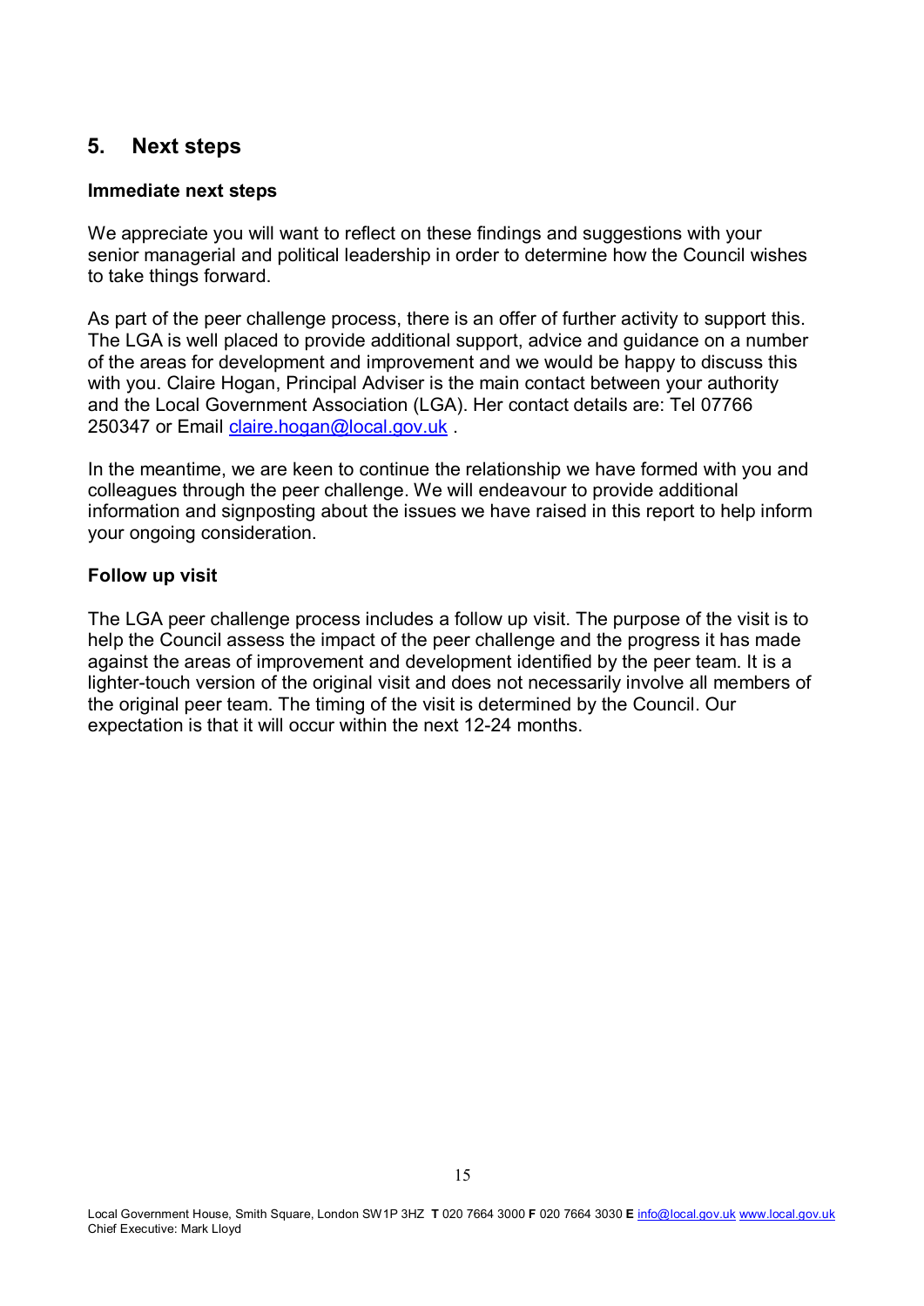## 5. Next steps

**Immediate next steps**

We appreciate you will want to reflect on these findings and suggestions with your senior managerial and political leadership in order to determine how the Council wishes to take things forward.

As part of the peer challenge process, there is an offer of further activity to support this. The LGA is well placed to provide additional support, advice and guidance on a number of the areas for development and improvement and we would be happy to discuss this with you. Claire Hogan, Principal Adviser is the main contact between your authority and the Local Government Association (LGA). Her contact details are: Tel 07766 250347 or Email claire.hogan@local.gov.uk .

In the meantime, we are keen to continue the relationship we have formed with you and colleagues through the peer challenge. We will endeavour to provide additional information and signposting about the issues we have raised in this report to help inform your ongoing consideration.

**Follow up visit**

The LGA peer challenge process includes a follow up visit. The purpose of the visit is to help the Council assess the impact of the peer challenge and the progress it has made against the areas of improvement and development identified by the peer team. It is a lighter-touch version of the original visit and does not necessarily involve all members of the original peer team. The timing of the visit is determined by the Council. Our expectation is that it will occur within the next 12-24 months.